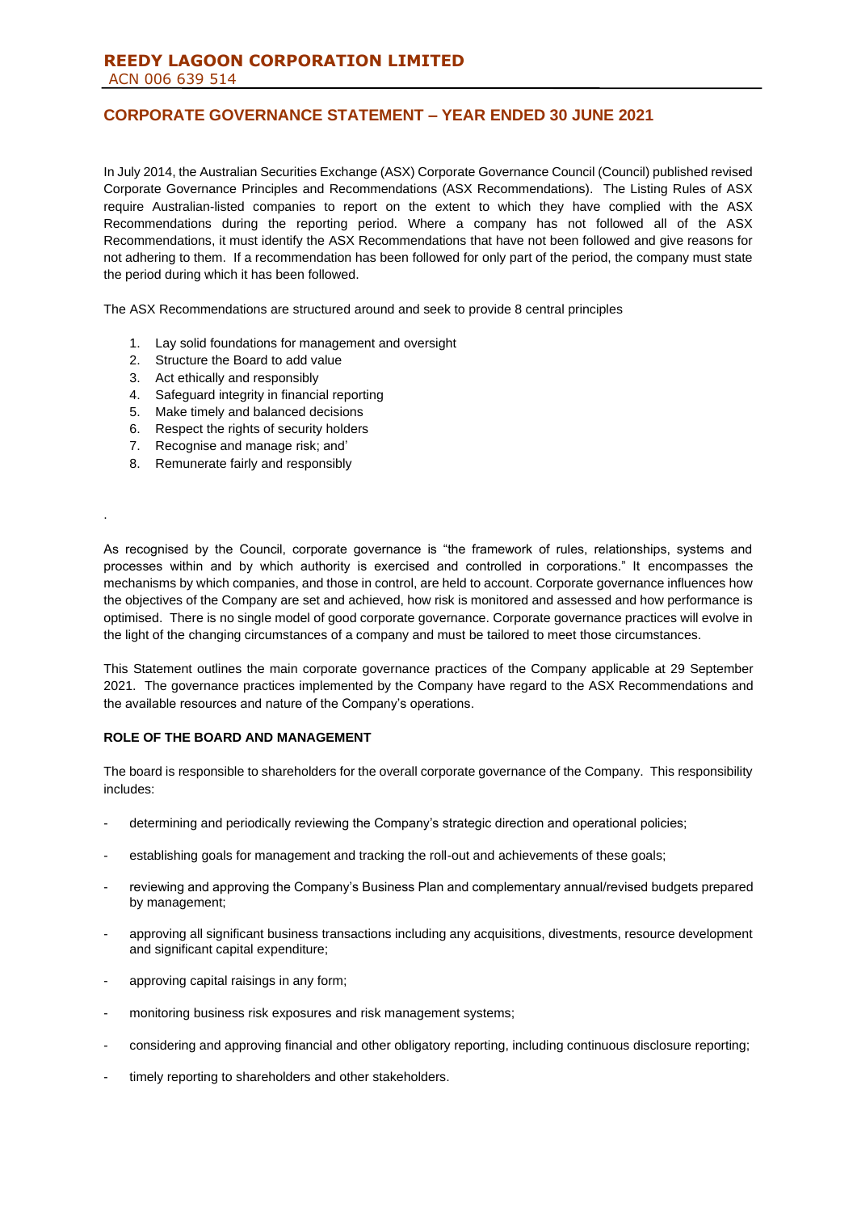**REEDY LAGOON CORPORATION LIMITED**
ACN 006 639 514

## CORPORATE GOVERNANCE STATEMENT – YEAR ENDED 30 JUNE 2021

In July 2014, the Australian Securities Exchange (ASX) Corporate Governance Council (Council) published revised Corporate Governance Principles and Recommendations (ASX Recommendations). The Listing Rules of ASX require Australian-listed companies to report on the extent to which they have complied with the ASX Recommendations during the reporting period. Where a company has not followed all of the ASX Recommendations, it must identify the ASX Recommendations that have not been followed and give reasons for not adhering to them. If a recommendation has been followed for only part of the period, the company must state the period during which it has been followed.

The ASX Recommendations are structured around and seek to provide 8 central principles

1. Lay solid foundations for management and oversight
2. Structure the Board to add value
3. Act ethically and responsibly
4. Safeguard integrity in financial reporting
5. Make timely and balanced decisions
6. Respect the rights of security holders
7. Recognise and manage risk; and'
8. Remunerate fairly and responsibly

.

As recognised by the Council, corporate governance is "the framework of rules, relationships, systems and processes within and by which authority is exercised and controlled in corporations." It encompasses the mechanisms by which companies, and those in control, are held to account. Corporate governance influences how the objectives of the Company are set and achieved, how risk is monitored and assessed and how performance is optimised. There is no single model of good corporate governance. Corporate governance practices will evolve in the light of the changing circumstances of a company and must be tailored to meet those circumstances.

This Statement outlines the main corporate governance practices of the Company applicable at 29 September 2021. The governance practices implemented by the Company have regard to the ASX Recommendations and the available resources and nature of the Company's operations.

**ROLE OF THE BOARD AND MANAGEMENT**

The board is responsible to shareholders for the overall corporate governance of the Company. This responsibility includes:

- determining and periodically reviewing the Company's strategic direction and operational policies;
- establishing goals for management and tracking the roll-out and achievements of these goals;
- reviewing and approving the Company's Business Plan and complementary annual/revised budgets prepared by management;
- approving all significant business transactions including any acquisitions, divestments, resource development and significant capital expenditure;
- approving capital raisings in any form;
- monitoring business risk exposures and risk management systems;
- considering and approving financial and other obligatory reporting, including continuous disclosure reporting;
- timely reporting to shareholders and other stakeholders.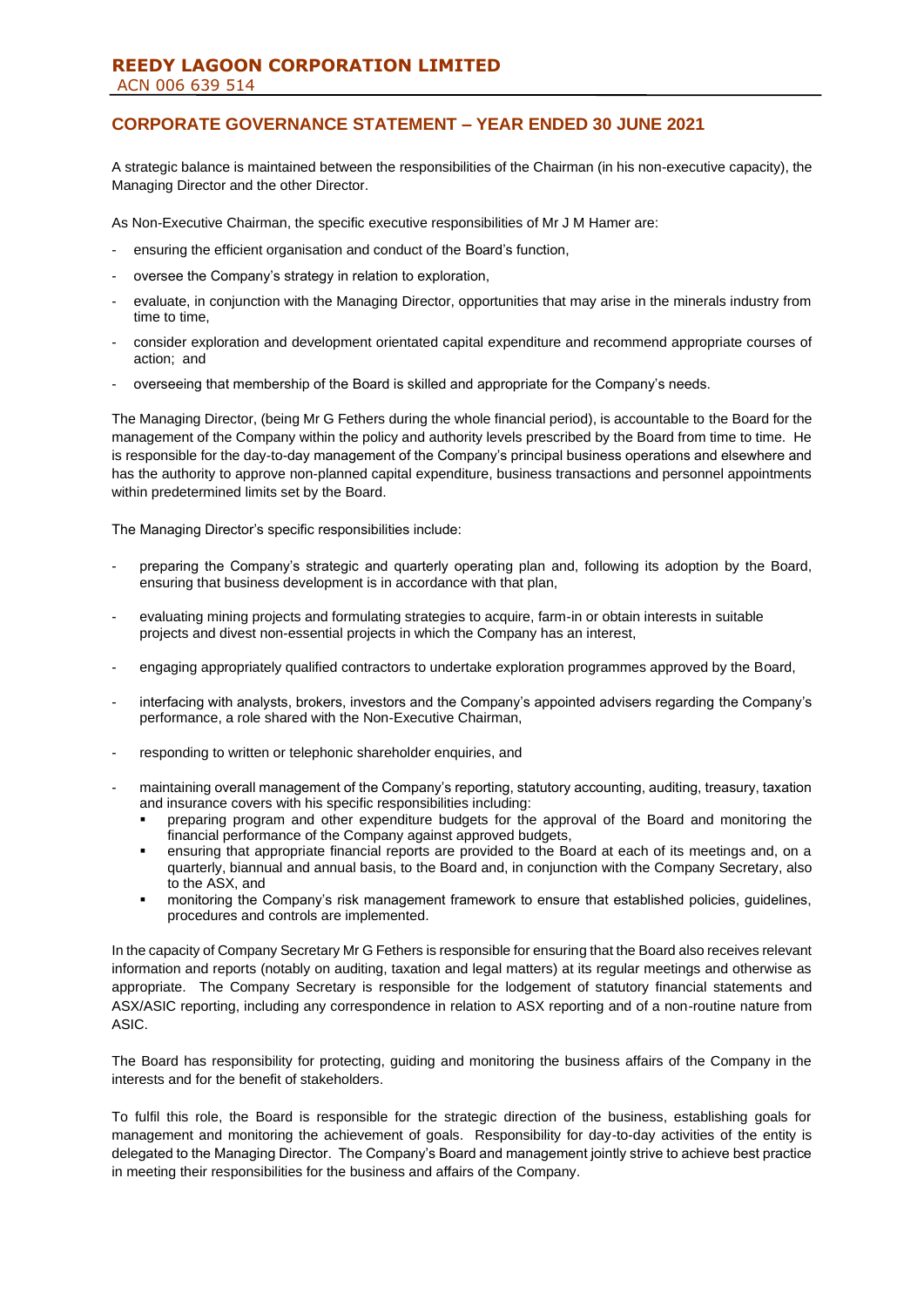## CORPORATE GOVERNANCE STATEMENT – YEAR ENDED 30 JUNE 2021

A strategic balance is maintained between the responsibilities of the Chairman (in his non-executive capacity), the Managing Director and the other Director.

As Non-Executive Chairman, the specific executive responsibilities of Mr J M Hamer are:

- ensuring the efficient organisation and conduct of the Board's function,
- oversee the Company's strategy in relation to exploration,
- evaluate, in conjunction with the Managing Director, opportunities that may arise in the minerals industry from time to time,
- consider exploration and development orientated capital expenditure and recommend appropriate courses of action; and
- overseeing that membership of the Board is skilled and appropriate for the Company's needs.

The Managing Director, (being Mr G Fethers during the whole financial period), is accountable to the Board for the management of the Company within the policy and authority levels prescribed by the Board from time to time. He is responsible for the day-to-day management of the Company's principal business operations and elsewhere and has the authority to approve non-planned capital expenditure, business transactions and personnel appointments within predetermined limits set by the Board.

The Managing Director's specific responsibilities include:

- preparing the Company's strategic and quarterly operating plan and, following its adoption by the Board, ensuring that business development is in accordance with that plan,
- evaluating mining projects and formulating strategies to acquire, farm-in or obtain interests in suitable projects and divest non-essential projects in which the Company has an interest,
- engaging appropriately qualified contractors to undertake exploration programmes approved by the Board,
- interfacing with analysts, brokers, investors and the Company's appointed advisers regarding the Company's performance, a role shared with the Non-Executive Chairman,
- responding to written or telephonic shareholder enquiries, and
- maintaining overall management of the Company's reporting, statutory accounting, auditing, treasury, taxation and insurance covers with his specific responsibilities including:
  - preparing program and other expenditure budgets for the approval of the Board and monitoring the financial performance of the Company against approved budgets,
  - ensuring that appropriate financial reports are provided to the Board at each of its meetings and, on a quarterly, biannual and annual basis, to the Board and, in conjunction with the Company Secretary, also to the ASX, and
  - monitoring the Company's risk management framework to ensure that established policies, guidelines, procedures and controls are implemented.

In the capacity of Company Secretary Mr G Fethers is responsible for ensuring that the Board also receives relevant information and reports (notably on auditing, taxation and legal matters) at its regular meetings and otherwise as appropriate. The Company Secretary is responsible for the lodgement of statutory financial statements and ASX/ASIC reporting, including any correspondence in relation to ASX reporting and of a non-routine nature from ASIC.

The Board has responsibility for protecting, guiding and monitoring the business affairs of the Company in the interests and for the benefit of stakeholders.

To fulfil this role, the Board is responsible for the strategic direction of the business, establishing goals for management and monitoring the achievement of goals. Responsibility for day-to-day activities of the entity is delegated to the Managing Director. The Company's Board and management jointly strive to achieve best practice in meeting their responsibilities for the business and affairs of the Company.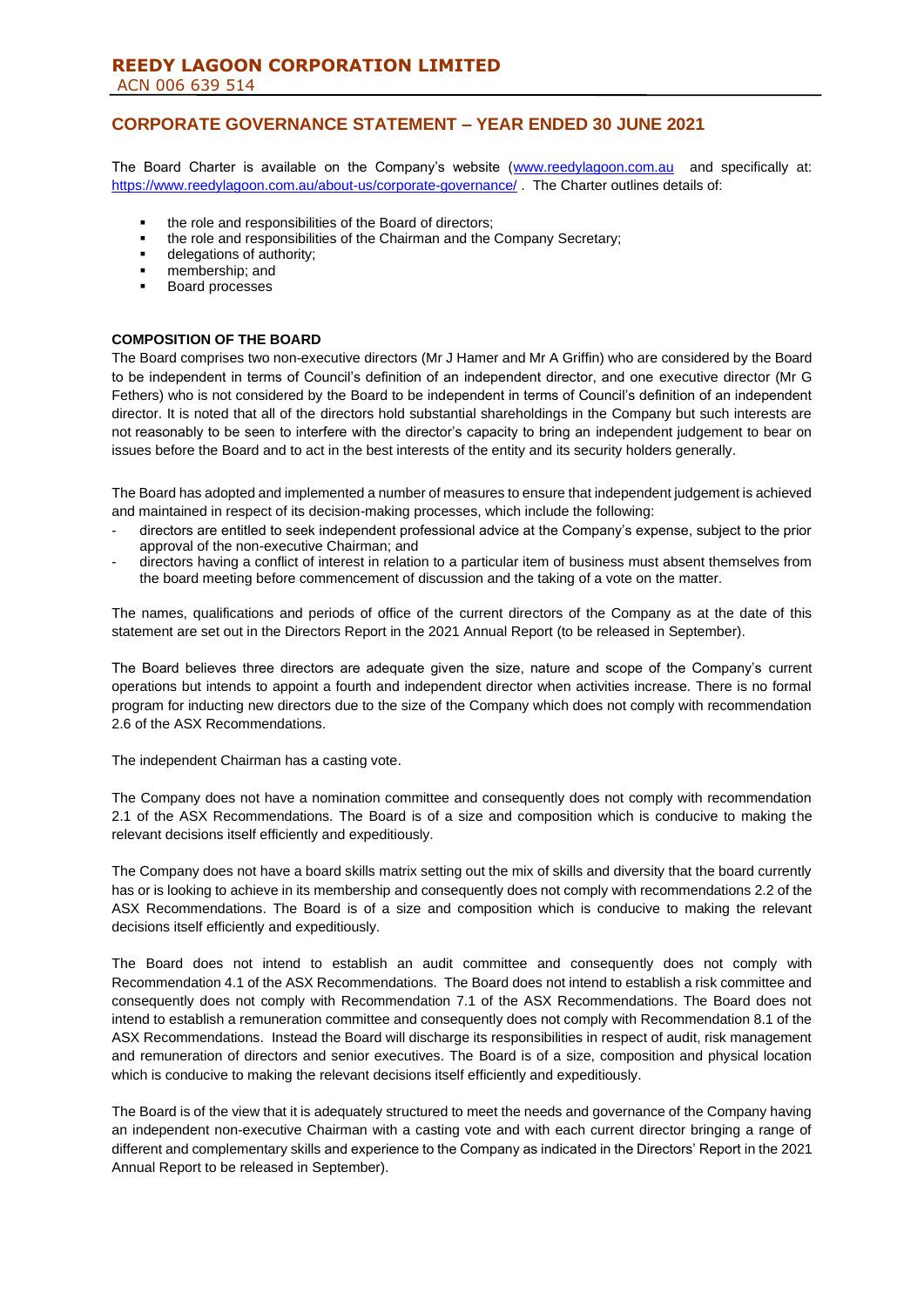The Board Charter is available on the Company's website (www.reedylagoon.com.au and specifically at: https://www.reedylagoon.com.au/about-us/corporate-governance/ . The Charter outlines details of:

- the role and responsibilities of the Board of directors;
- the role and responsibilities of the Chairman and the Company Secretary;
- delegations of authority;
- membership; and
- Board processes

**COMPOSITION OF THE BOARD**

The Board comprises two non-executive directors (Mr J Hamer and Mr A Griffin) who are considered by the Board to be independent in terms of Council's definition of an independent director, and one executive director (Mr G Fethers) who is not considered by the Board to be independent in terms of Council's definition of an independent director. It is noted that all of the directors hold substantial shareholdings in the Company but such interests are not reasonably to be seen to interfere with the director's capacity to bring an independent judgement to bear on issues before the Board and to act in the best interests of the entity and its security holders generally.

The Board has adopted and implemented a number of measures to ensure that independent judgement is achieved and maintained in respect of its decision-making processes, which include the following:

- directors are entitled to seek independent professional advice at the Company's expense, subject to the prior approval of the non-executive Chairman; and
- directors having a conflict of interest in relation to a particular item of business must absent themselves from the board meeting before commencement of discussion and the taking of a vote on the matter.

The names, qualifications and periods of office of the current directors of the Company as at the date of this statement are set out in the Directors Report in the 2021 Annual Report (to be released in September).

The Board believes three directors are adequate given the size, nature and scope of the Company's current operations but intends to appoint a fourth and independent director when activities increase. There is no formal program for inducting new directors due to the size of the Company which does not comply with recommendation 2.6 of the ASX Recommendations.

The independent Chairman has a casting vote.

The Company does not have a nomination committee and consequently does not comply with recommendation 2.1 of the ASX Recommendations. The Board is of a size and composition which is conducive to making the relevant decisions itself efficiently and expeditiously.

The Company does not have a board skills matrix setting out the mix of skills and diversity that the board currently has or is looking to achieve in its membership and consequently does not comply with recommendations 2.2 of the ASX Recommendations. The Board is of a size and composition which is conducive to making the relevant decisions itself efficiently and expeditiously.

The Board does not intend to establish an audit committee and consequently does not comply with Recommendation 4.1 of the ASX Recommendations. The Board does not intend to establish a risk committee and consequently does not comply with Recommendation 7.1 of the ASX Recommendations. The Board does not intend to establish a remuneration committee and consequently does not comply with Recommendation 8.1 of the ASX Recommendations. Instead the Board will discharge its responsibilities in respect of audit, risk management and remuneration of directors and senior executives. The Board is of a size, composition and physical location which is conducive to making the relevant decisions itself efficiently and expeditiously.

The Board is of the view that it is adequately structured to meet the needs and governance of the Company having an independent non-executive Chairman with a casting vote and with each current director bringing a range of different and complementary skills and experience to the Company as indicated in the Directors' Report in the 2021 Annual Report to be released in September).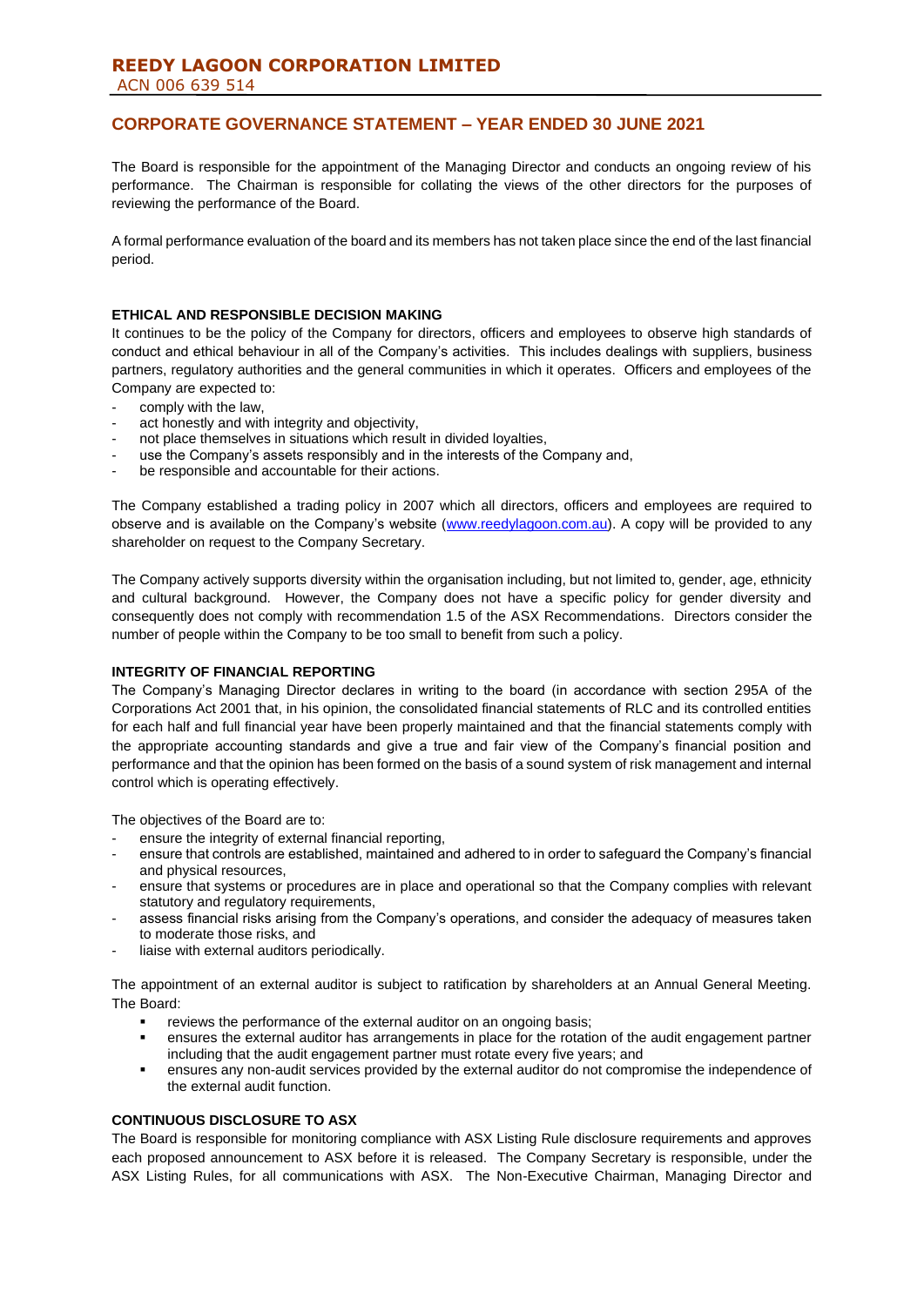The Board is responsible for the appointment of the Managing Director and conducts an ongoing review of his performance. The Chairman is responsible for collating the views of the other directors for the purposes of reviewing the performance of the Board.

A formal performance evaluation of the board and its members has not taken place since the end of the last financial period.

## ETHICAL AND RESPONSIBLE DECISION MAKING

It continues to be the policy of the Company for directors, officers and employees to observe high standards of conduct and ethical behaviour in all of the Company's activities. This includes dealings with suppliers, business partners, regulatory authorities and the general communities in which it operates. Officers and employees of the Company are expected to:

- comply with the law,
- act honestly and with integrity and objectivity,
- not place themselves in situations which result in divided loyalties,
- use the Company's assets responsibly and in the interests of the Company and,
- be responsible and accountable for their actions.

The Company established a trading policy in 2007 which all directors, officers and employees are required to observe and is available on the Company's website (www.reedylagoon.com.au). A copy will be provided to any shareholder on request to the Company Secretary.

The Company actively supports diversity within the organisation including, but not limited to, gender, age, ethnicity and cultural background. However, the Company does not have a specific policy for gender diversity and consequently does not comply with recommendation 1.5 of the ASX Recommendations. Directors consider the number of people within the Company to be too small to benefit from such a policy.

## INTEGRITY OF FINANCIAL REPORTING

The Company's Managing Director declares in writing to the board (in accordance with section 295A of the Corporations Act 2001 that, in his opinion, the consolidated financial statements of RLC and its controlled entities for each half and full financial year have been properly maintained and that the financial statements comply with the appropriate accounting standards and give a true and fair view of the Company's financial position and performance and that the opinion has been formed on the basis of a sound system of risk management and internal control which is operating effectively.

The objectives of the Board are to:

- ensure the integrity of external financial reporting,
- ensure that controls are established, maintained and adhered to in order to safeguard the Company's financial and physical resources,
- ensure that systems or procedures are in place and operational so that the Company complies with relevant statutory and regulatory requirements,
- assess financial risks arising from the Company's operations, and consider the adequacy of measures taken to moderate those risks, and
- liaise with external auditors periodically.

The appointment of an external auditor is subject to ratification by shareholders at an Annual General Meeting. The Board:

- reviews the performance of the external auditor on an ongoing basis;
- ensures the external auditor has arrangements in place for the rotation of the audit engagement partner including that the audit engagement partner must rotate every five years; and
- ensures any non-audit services provided by the external auditor do not compromise the independence of the external audit function.

## CONTINUOUS DISCLOSURE TO ASX

The Board is responsible for monitoring compliance with ASX Listing Rule disclosure requirements and approves each proposed announcement to ASX before it is released. The Company Secretary is responsible, under the ASX Listing Rules, for all communications with ASX. The Non-Executive Chairman, Managing Director and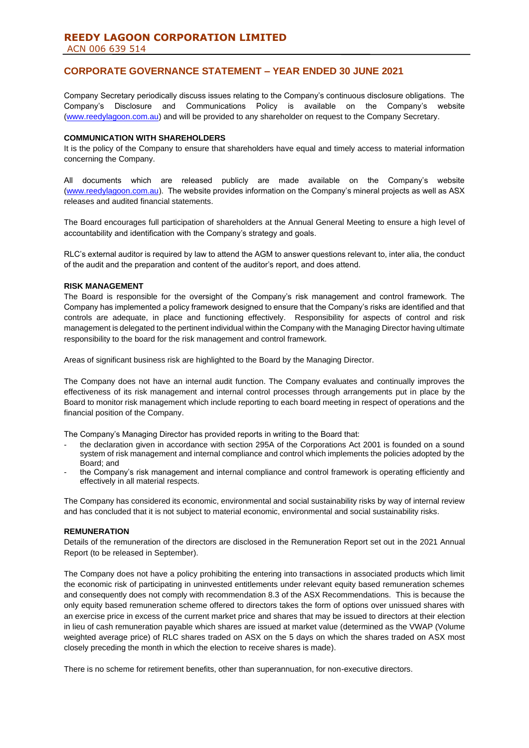Company Secretary periodically discuss issues relating to the Company's continuous disclosure obligations. The Company's Disclosure and Communications Policy is available on the Company's website (www.reedylagoon.com.au) and will be provided to any shareholder on request to the Company Secretary.

**COMMUNICATION WITH SHAREHOLDERS**

It is the policy of the Company to ensure that shareholders have equal and timely access to material information concerning the Company.

All documents which are released publicly are made available on the Company's website (www.reedylagoon.com.au). The website provides information on the Company's mineral projects as well as ASX releases and audited financial statements.

The Board encourages full participation of shareholders at the Annual General Meeting to ensure a high level of accountability and identification with the Company's strategy and goals.

RLC's external auditor is required by law to attend the AGM to answer questions relevant to, inter alia, the conduct of the audit and the preparation and content of the auditor's report, and does attend.

**RISK MANAGEMENT**

The Board is responsible for the oversight of the Company's risk management and control framework. The Company has implemented a policy framework designed to ensure that the Company's risks are identified and that controls are adequate, in place and functioning effectively. Responsibility for aspects of control and risk management is delegated to the pertinent individual within the Company with the Managing Director having ultimate responsibility to the board for the risk management and control framework.

Areas of significant business risk are highlighted to the Board by the Managing Director.

The Company does not have an internal audit function. The Company evaluates and continually improves the effectiveness of its risk management and internal control processes through arrangements put in place by the Board to monitor risk management which include reporting to each board meeting in respect of operations and the financial position of the Company.

The Company's Managing Director has provided reports in writing to the Board that:

- the declaration given in accordance with section 295A of the Corporations Act 2001 is founded on a sound system of risk management and internal compliance and control which implements the policies adopted by the Board; and
- the Company's risk management and internal compliance and control framework is operating efficiently and effectively in all material respects.

The Company has considered its economic, environmental and social sustainability risks by way of internal review and has concluded that it is not subject to material economic, environmental and social sustainability risks.

**REMUNERATION**

Details of the remuneration of the directors are disclosed in the Remuneration Report set out in the 2021 Annual Report (to be released in September).

The Company does not have a policy prohibiting the entering into transactions in associated products which limit the economic risk of participating in uninvested entitlements under relevant equity based remuneration schemes and consequently does not comply with recommendation 8.3 of the ASX Recommendations. This is because the only equity based remuneration scheme offered to directors takes the form of options over unissued shares with an exercise price in excess of the current market price and shares that may be issued to directors at their election in lieu of cash remuneration payable which shares are issued at market value (determined as the VWAP (Volume weighted average price) of RLC shares traded on ASX on the 5 days on which the shares traded on ASX most closely preceding the month in which the election to receive shares is made).

There is no scheme for retirement benefits, other than superannuation, for non-executive directors.